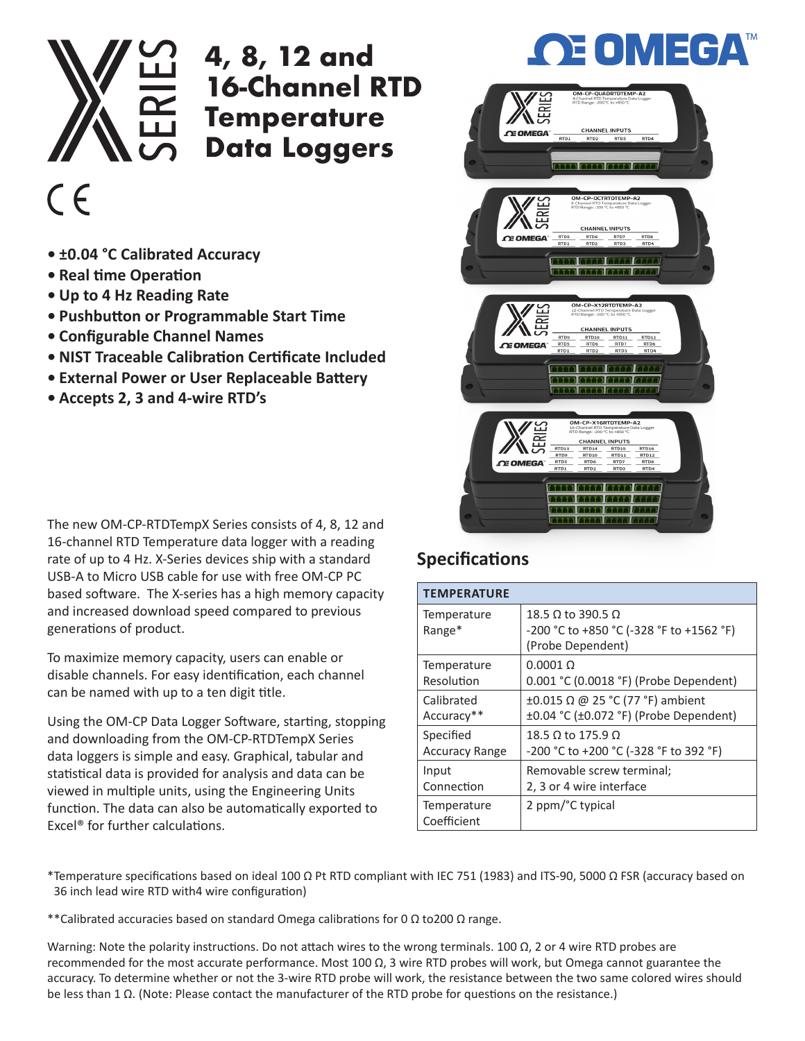# 4, 8, 12 and 16-Channel RTD Temperature Data Loggers

- ±0.04 °C Calibrated Accuracy
- Real time Operation
- Up to 4 Hz Reading Rate
- Pushbutton or Programmable Start Time
- Configurable Channel Names
- NIST Traceable Calibration Certificate Included
- External Power or User Replaceable Battery
- Accepts 2, 3 and 4-wire RTD's

The new OM-CP-RTDTempX Series consists of 4, 8, 12 and 16-channel RTD Temperature data logger with a reading rate of up to 4 Hz. X-Series devices ship with a standard USB-A to Micro USB cable for use with free OM-CP PC based software. The X-series has a high memory capacity and increased download speed compared to previous generations of product.

To maximize memory capacity, users can enable or disable channels. For easy identification, each channel can be named with up to a ten digit title.

Using the OM-CP Data Logger Software, starting, stopping and downloading from the OM-CP-RTDTempX Series data loggers is simple and easy. Graphical, tabular and statistical data is provided for analysis and data can be viewed in multiple units, using the Engineering Units function. The data can also be automatically exported to Excel® for further calculations.

## Specifications

| TEMPERATURE | |
|---|---|
| Temperature Range* | 18.5 Ω to 390.5 Ω<br>-200 °C to +850 °C (-328 °F to +1562 °F) (Probe Dependent) |
| Temperature Resolution | 0.0001 Ω<br>0.001 °C (0.0018 °F) (Probe Dependent) |
| Calibrated Accuracy** | ±0.015 Ω @ 25 °C (77 °F) ambient<br>±0.04 °C (±0.072 °F) (Probe Dependent) |
| Specified Accuracy Range | 18.5 Ω to 175.9 Ω<br>-200 °C to +200 °C (-328 °F to 392 °F) |
| Input Connection | Removable screw terminal;<br>2, 3 or 4 wire interface |
| Temperature Coefficient | 2 ppm/°C typical |

*Temperature specifications based on ideal 100 Ω Pt RTD compliant with IEC 751 (1983) and ITS-90, 5000 Ω FSR (accuracy based on 36 inch lead wire RTD with4 wire configuration)

**Calibrated accuracies based on standard Omega calibrations for 0 Ω to200 Ω range.

Warning: Note the polarity instructions. Do not attach wires to the wrong terminals. 100 Ω, 2 or 4 wire RTD probes are recommended for the most accurate performance. Most 100 Ω, 3 wire RTD probes will work, but Omega cannot guarantee the accuracy. To determine whether or not the 3-wire RTD probe will work, the resistance between the two same colored wires should be less than 1 Ω. (Note: Please contact the manufacturer of the RTD probe for questions on the resistance.)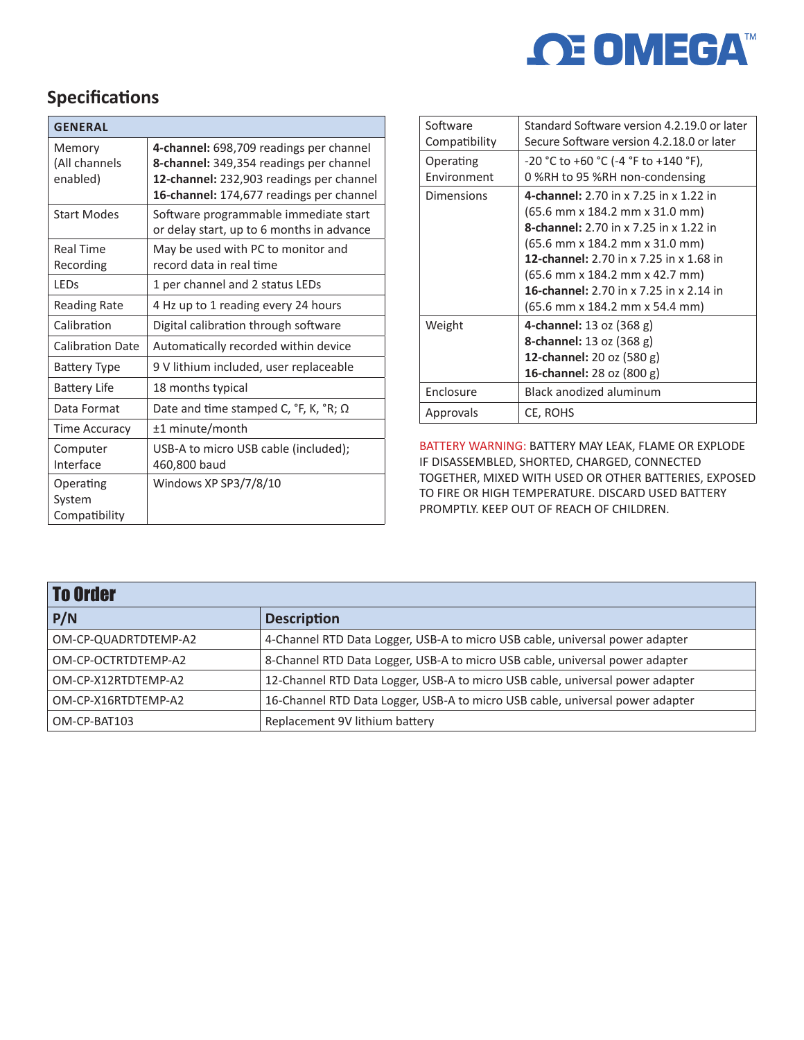## Specifications

| GENERAL | |
|---|---|
| Memory (All channels enabled) | **4-channel:** 698,709 readings per channel<br>**8-channel:** 349,354 readings per channel<br>**12-channel:** 232,903 readings per channel<br>**16-channel:** 174,677 readings per channel |
| Start Modes | Software programmable immediate start or delay start, up to 6 months in advance |
| Real Time Recording | May be used with PC to monitor and record data in real time |
| LEDs | 1 per channel and 2 status LEDs |
| Reading Rate | 4 Hz up to 1 reading every 24 hours |
| Calibration | Digital calibration through software |
| Calibration Date | Automatically recorded within device |
| Battery Type | 9 V lithium included, user replaceable |
| Battery Life | 18 months typical |
| Data Format | Date and time stamped C, °F, K, °R; Ω |
| Time Accuracy | ±1 minute/month |
| Computer Interface | USB-A to micro USB cable (included); 460,800 baud |
| Operating System Compatibility | Windows XP SP3/7/8/10 |
| Software Compatibility | Standard Software version 4.2.19.0 or later<br>Secure Software version 4.2.18.0 or later |
| Operating Environment | -20 °C to +60 °C (-4 °F to +140 °F), 0 %RH to 95 %RH non-condensing |
| Dimensions | **4-channel:** 2.70 in x 7.25 in x 1.22 in (65.6 mm x 184.2 mm x 31.0 mm)<br>**8-channel:** 2.70 in x 7.25 in x 1.22 in (65.6 mm x 184.2 mm x 31.0 mm)<br>**12-channel:** 2.70 in x 7.25 in x 1.68 in (65.6 mm x 184.2 mm x 42.7 mm)<br>**16-channel:** 2.70 in x 7.25 in x 2.14 in (65.6 mm x 184.2 mm x 54.4 mm) |
| Weight | **4-channel:** 13 oz (368 g)<br>**8-channel:** 13 oz (368 g)<br>**12-channel:** 20 oz (580 g)<br>**16-channel:** 28 oz (800 g) |
| Enclosure | Black anodized aluminum |
| Approvals | CE, ROHS |

BATTERY WARNING: BATTERY MAY LEAK, FLAME OR EXPLODE IF DISASSEMBLED, SHORTED, CHARGED, CONNECTED TOGETHER, MIXED WITH USED OR OTHER BATTERIES, EXPOSED TO FIRE OR HIGH TEMPERATURE. DISCARD USED BATTERY PROMPTLY. KEEP OUT OF REACH OF CHILDREN.

## To Order

| P/N | Description |
|---|---|
| OM-CP-QUADRTDTEMP-A2 | 4-Channel RTD Data Logger, USB-A to micro USB cable, universal power adapter |
| OM-CP-OCTRTDTEMP-A2 | 8-Channel RTD Data Logger, USB-A to micro USB cable, universal power adapter |
| OM-CP-X12RTDTEMP-A2 | 12-Channel RTD Data Logger, USB-A to micro USB cable, universal power adapter |
| OM-CP-X16RTDTEMP-A2 | 16-Channel RTD Data Logger, USB-A to micro USB cable, universal power adapter |
| OM-CP-BAT103 | Replacement 9V lithium battery |